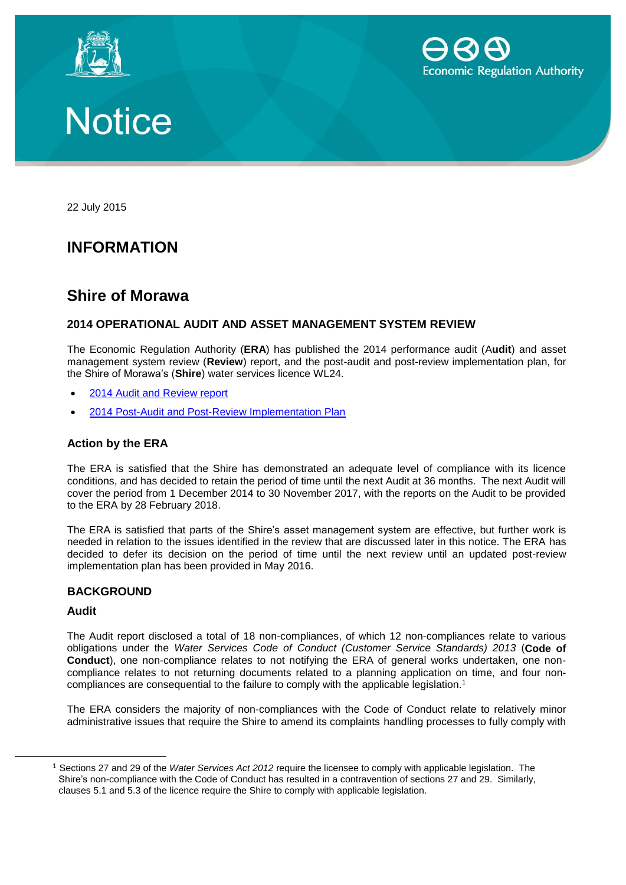Economic Regulation Authority

# Notice

22 July 2015

## INFORMATION

## Shire of Morawa

### 2014 OPERATIONAL AUDIT AND ASSET MANAGEMENT SYSTEM REVIEW

The Economic Regulation Authority (**ERA**) has published the 2014 performance audit (A**udit**) and asset management system review (**Review**) report, and the post-audit and post-review implementation plan, for the Shire of Morawa's (**Shire**) water services licence WL24.

- 2014 Audit and Review report
- 2014 Post-Audit and Post-Review Implementation Plan

### Action by the ERA

The ERA is satisfied that the Shire has demonstrated an adequate level of compliance with its licence conditions, and has decided to retain the period of time until the next Audit at 36 months. The next Audit will cover the period from 1 December 2014 to 30 November 2017, with the reports on the Audit to be provided to the ERA by 28 February 2018.

The ERA is satisfied that parts of the Shire's asset management system are effective, but further work is needed in relation to the issues identified in the review that are discussed later in this notice. The ERA has decided to defer its decision on the period of time until the next review until an updated post-review implementation plan has been provided in May 2016.

### BACKGROUND

#### Audit

The Audit report disclosed a total of 18 non-compliances, of which 12 non-compliances relate to various obligations under the *Water Services Code of Conduct (Customer Service Standards) 2013* (**Code of Conduct**), one non-compliance relates to not notifying the ERA of general works undertaken, one non-compliance relates to not returning documents related to a planning application on time, and four non-compliances are consequential to the failure to comply with the applicable legislation.[1]

The ERA considers the majority of non-compliances with the Code of Conduct relate to relatively minor administrative issues that require the Shire to amend its complaints handling processes to fully comply with

[1] Sections 27 and 29 of the *Water Services Act 2012* require the licensee to comply with applicable legislation. The Shire's non-compliance with the Code of Conduct has resulted in a contravention of sections 27 and 29. Similarly, clauses 5.1 and 5.3 of the licence require the Shire to comply with applicable legislation.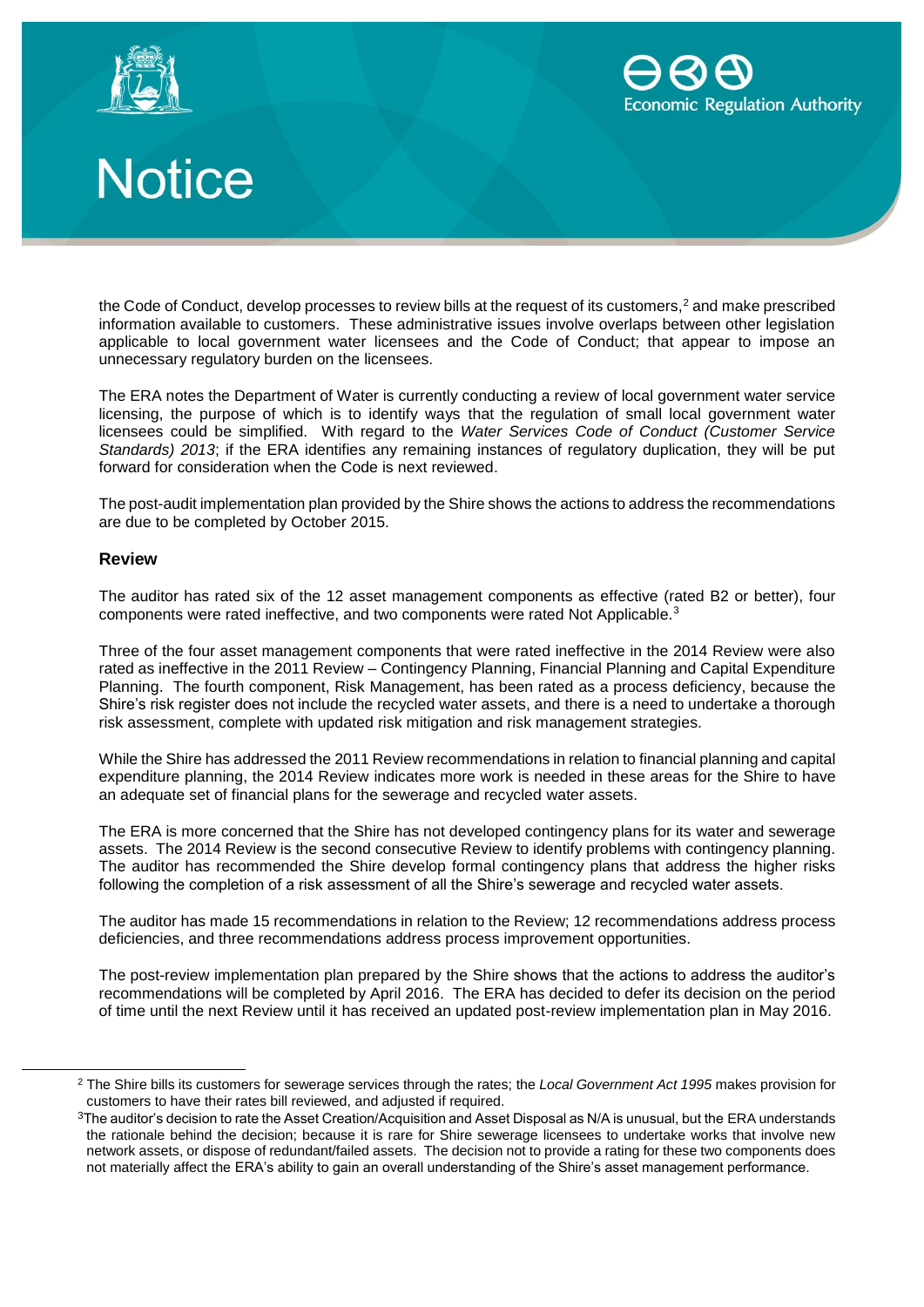the Code of Conduct, develop processes to review bills at the request of its customers,[2] and make prescribed information available to customers. These administrative issues involve overlaps between other legislation applicable to local government water licensees and the Code of Conduct; that appear to impose an unnecessary regulatory burden on the licensees.

The ERA notes the Department of Water is currently conducting a review of local government water service licensing, the purpose of which is to identify ways that the regulation of small local government water licensees could be simplified. With regard to the *Water Services Code of Conduct (Customer Service Standards) 2013*; if the ERA identifies any remaining instances of regulatory duplication, they will be put forward for consideration when the Code is next reviewed.

The post-audit implementation plan provided by the Shire shows the actions to address the recommendations are due to be completed by October 2015.

### Review

The auditor has rated six of the 12 asset management components as effective (rated B2 or better), four components were rated ineffective, and two components were rated Not Applicable.[3]

Three of the four asset management components that were rated ineffective in the 2014 Review were also rated as ineffective in the 2011 Review – Contingency Planning, Financial Planning and Capital Expenditure Planning. The fourth component, Risk Management, has been rated as a process deficiency, because the Shire's risk register does not include the recycled water assets, and there is a need to undertake a thorough risk assessment, complete with updated risk mitigation and risk management strategies.

While the Shire has addressed the 2011 Review recommendations in relation to financial planning and capital expenditure planning, the 2014 Review indicates more work is needed in these areas for the Shire to have an adequate set of financial plans for the sewerage and recycled water assets.

The ERA is more concerned that the Shire has not developed contingency plans for its water and sewerage assets. The 2014 Review is the second consecutive Review to identify problems with contingency planning. The auditor has recommended the Shire develop formal contingency plans that address the higher risks following the completion of a risk assessment of all the Shire's sewerage and recycled water assets.

The auditor has made 15 recommendations in relation to the Review; 12 recommendations address process deficiencies, and three recommendations address process improvement opportunities.

The post-review implementation plan prepared by the Shire shows that the actions to address the auditor's recommendations will be completed by April 2016. The ERA has decided to defer its decision on the period of time until the next Review until it has received an updated post-review implementation plan in May 2016.

---

[2] The Shire bills its customers for sewerage services through the rates; the *Local Government Act 1995* makes provision for customers to have their rates bill reviewed, and adjusted if required.

[3] The auditor's decision to rate the Asset Creation/Acquisition and Asset Disposal as N/A is unusual, but the ERA understands the rationale behind the decision; because it is rare for Shire sewerage licensees to undertake works that involve new network assets, or dispose of redundant/failed assets. The decision not to provide a rating for these two components does not materially affect the ERA's ability to gain an overall understanding of the Shire's asset management performance.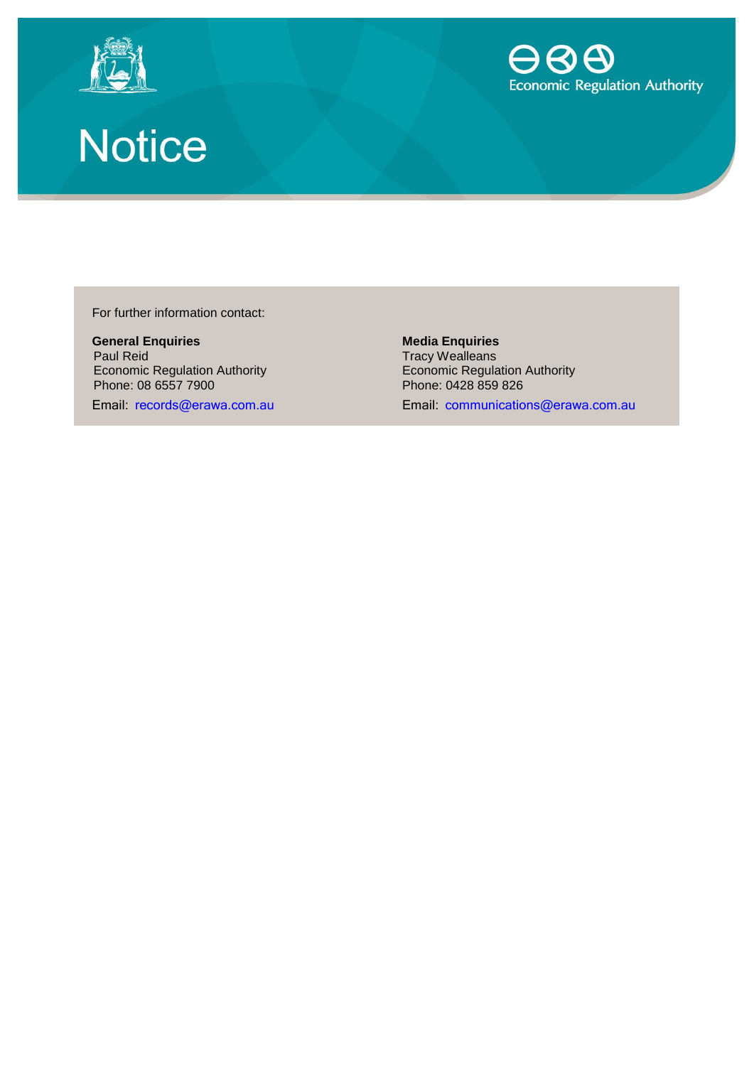Economic Regulation Authority

# Notice

For further information contact:

**General Enquiries**
Paul Reid
Economic Regulation Authority
Phone: 08 6557 7900
Email: records@erawa.com.au

**Media Enquiries**
Tracy Wealleans
Economic Regulation Authority
Phone: 0428 859 826
Email: communications@erawa.com.au